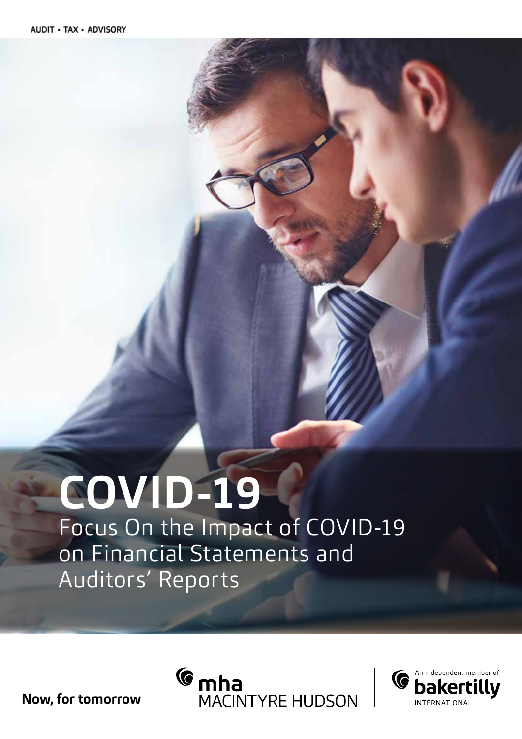AUDIT • TAX • ADVISORY

# COVID-19

## Focus On the Impact of COVID-19 on Financial Statements and Auditors' Reports

**Now, for tomorrow**

mha MACINTYRE HUDSON

An independent member of bakertilly INTERNATIONAL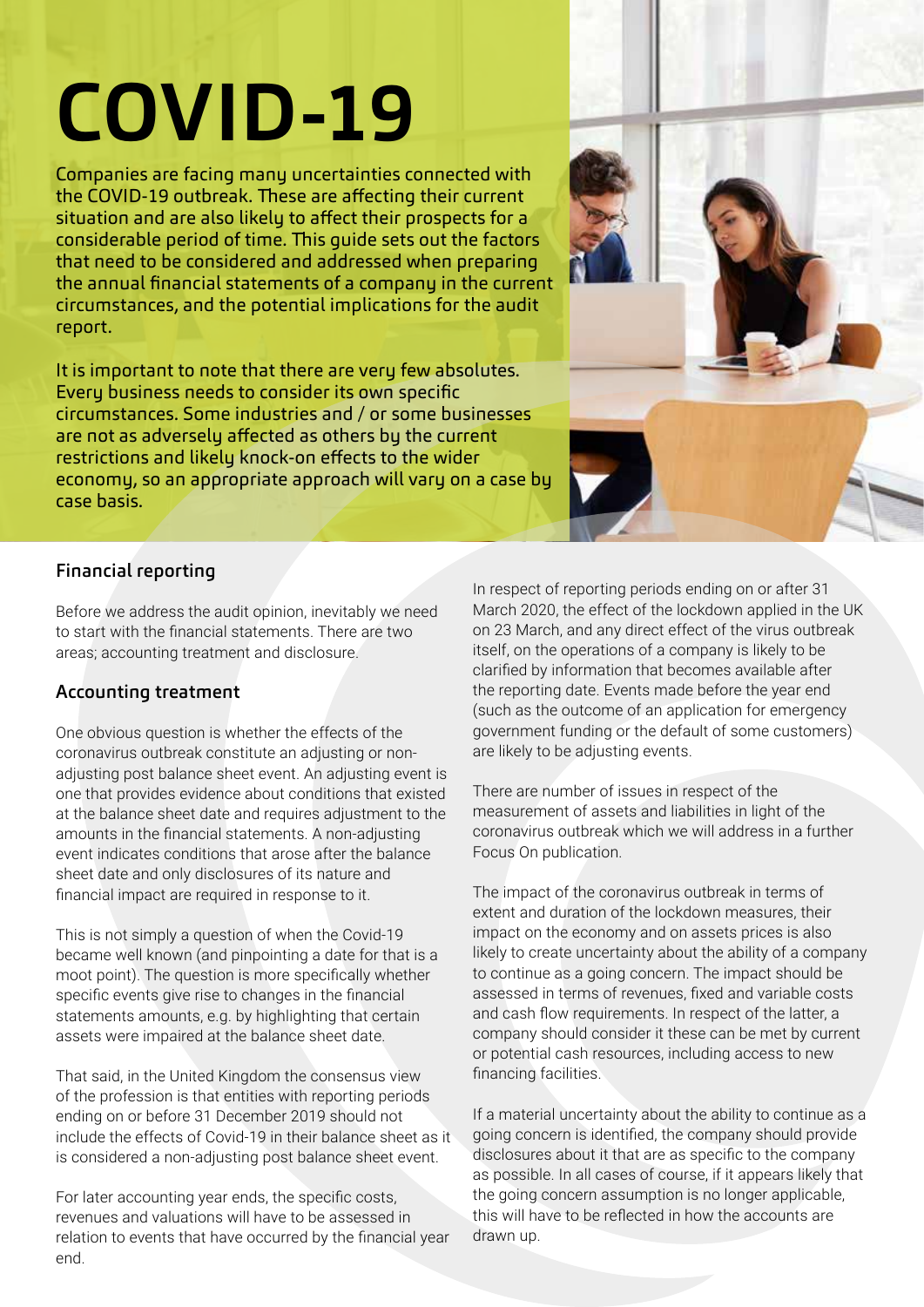# COVID-19

Companies are facing many uncertainties connected with the COVID-19 outbreak. These are affecting their current situation and are also likely to affect their prospects for a considerable period of time. This guide sets out the factors that need to be considered and addressed when preparing the annual financial statements of a company in the current circumstances, and the potential implications for the audit report.

It is important to note that there are very few absolutes. Every business needs to consider its own specific circumstances. Some industries and / or some businesses are not as adversely affected as others by the current restrictions and likely knock-on effects to the wider economy, so an appropriate approach will vary on a case by case basis.

### Financial reporting

Before we address the audit opinion, inevitably we need to start with the financial statements. There are two areas; accounting treatment and disclosure.

### Accounting treatment

One obvious question is whether the effects of the coronavirus outbreak constitute an adjusting or non-adjusting post balance sheet event. An adjusting event is one that provides evidence about conditions that existed at the balance sheet date and requires adjustment to the amounts in the financial statements. A non-adjusting event indicates conditions that arose after the balance sheet date and only disclosures of its nature and financial impact are required in response to it.

This is not simply a question of when the Covid-19 became well known (and pinpointing a date for that is a moot point). The question is more specifically whether specific events give rise to changes in the financial statements amounts, e.g. by highlighting that certain assets were impaired at the balance sheet date.

That said, in the United Kingdom the consensus view of the profession is that entities with reporting periods ending on or before 31 December 2019 should not include the effects of Covid-19 in their balance sheet as it is considered a non-adjusting post balance sheet event.

For later accounting year ends, the specific costs, revenues and valuations will have to be assessed in relation to events that have occurred by the financial year end.

In respect of reporting periods ending on or after 31 March 2020, the effect of the lockdown applied in the UK on 23 March, and any direct effect of the virus outbreak itself, on the operations of a company is likely to be clarified by information that becomes available after the reporting date. Events made before the year end (such as the outcome of an application for emergency government funding or the default of some customers) are likely to be adjusting events.

There are number of issues in respect of the measurement of assets and liabilities in light of the coronavirus outbreak which we will address in a further Focus On publication.

The impact of the coronavirus outbreak in terms of extent and duration of the lockdown measures, their impact on the economy and on assets prices is also likely to create uncertainty about the ability of a company to continue as a going concern. The impact should be assessed in terms of revenues, fixed and variable costs and cash flow requirements. In respect of the latter, a company should consider it these can be met by current or potential cash resources, including access to new financing facilities.

If a material uncertainty about the ability to continue as a going concern is identified, the company should provide disclosures about it that are as specific to the company as possible. In all cases of course, if it appears likely that the going concern assumption is no longer applicable, this will have to be reflected in how the accounts are drawn up.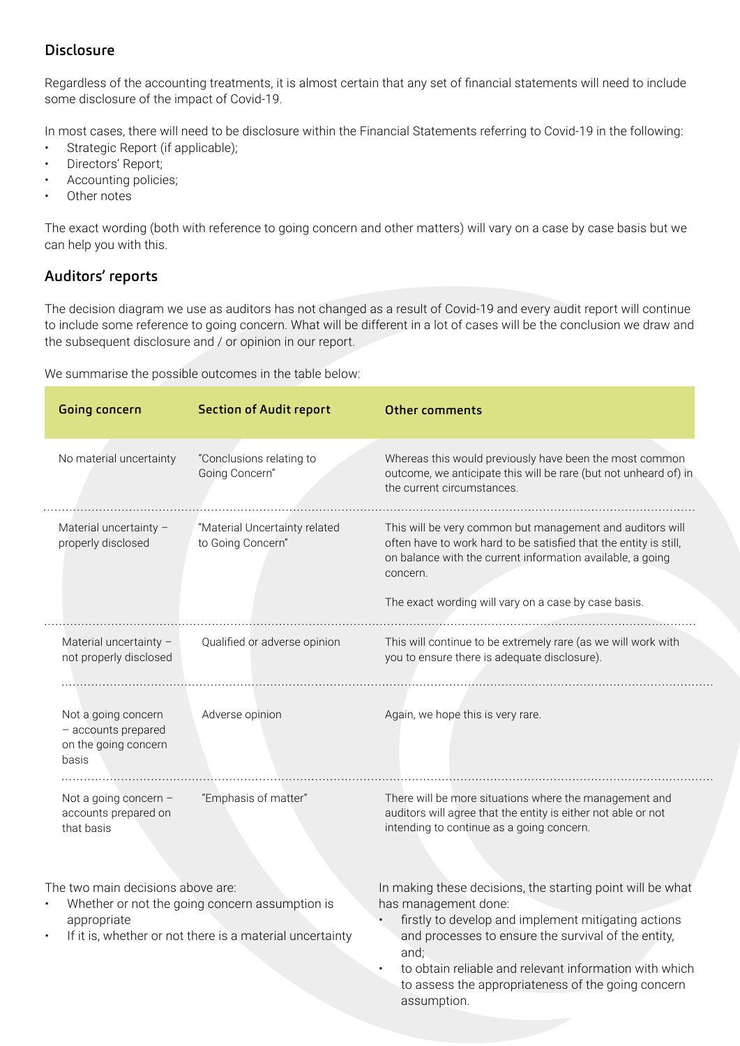## Disclosure

Regardless of the accounting treatments, it is almost certain that any set of financial statements will need to include some disclosure of the impact of Covid-19.

In most cases, there will need to be disclosure within the Financial Statements referring to Covid-19 in the following:

- Strategic Report (if applicable);
- Directors' Report;
- Accounting policies;
- Other notes

The exact wording (both with reference to going concern and other matters) will vary on a case by case basis but we can help you with this.

## Auditors' reports

The decision diagram we use as auditors has not changed as a result of Covid-19 and every audit report will continue to include some reference to going concern. What will be different in a lot of cases will be the conclusion we draw and the subsequent disclosure and / or opinion in our report.

We summarise the possible outcomes in the table below:

| Going concern | Section of Audit report | Other comments |
|---|---|---|
| No material uncertainty | "Conclusions relating to Going Concern" | Whereas this would previously have been the most common outcome, we anticipate this will be rare (but not unheard of) in the current circumstances. |
| Material uncertainty – properly disclosed | "Material Uncertainty related to Going Concern" | This will be very common but management and auditors will often have to work hard to be satisfied that the entity is still, on balance with the current information available, a going concern.<br><br>The exact wording will vary on a case by case basis. |
| Material uncertainty – not properly disclosed | Qualified or adverse opinion | This will continue to be extremely rare (as we will work with you to ensure there is adequate disclosure). |
| Not a going concern – accounts prepared on the going concern basis | Adverse opinion | Again, we hope this is very rare. |
| Not a going concern – accounts prepared on that basis | "Emphasis of matter" | There will be more situations where the management and auditors will agree that the entity is either not able or not intending to continue as a going concern. |

The two main decisions above are:

- Whether or not the going concern assumption is appropriate
- If it is, whether or not there is a material uncertainty

In making these decisions, the starting point will be what has management done:

- firstly to develop and implement mitigating actions and processes to ensure the survival of the entity, and;
- to obtain reliable and relevant information with which to assess the appropriateness of the going concern assumption.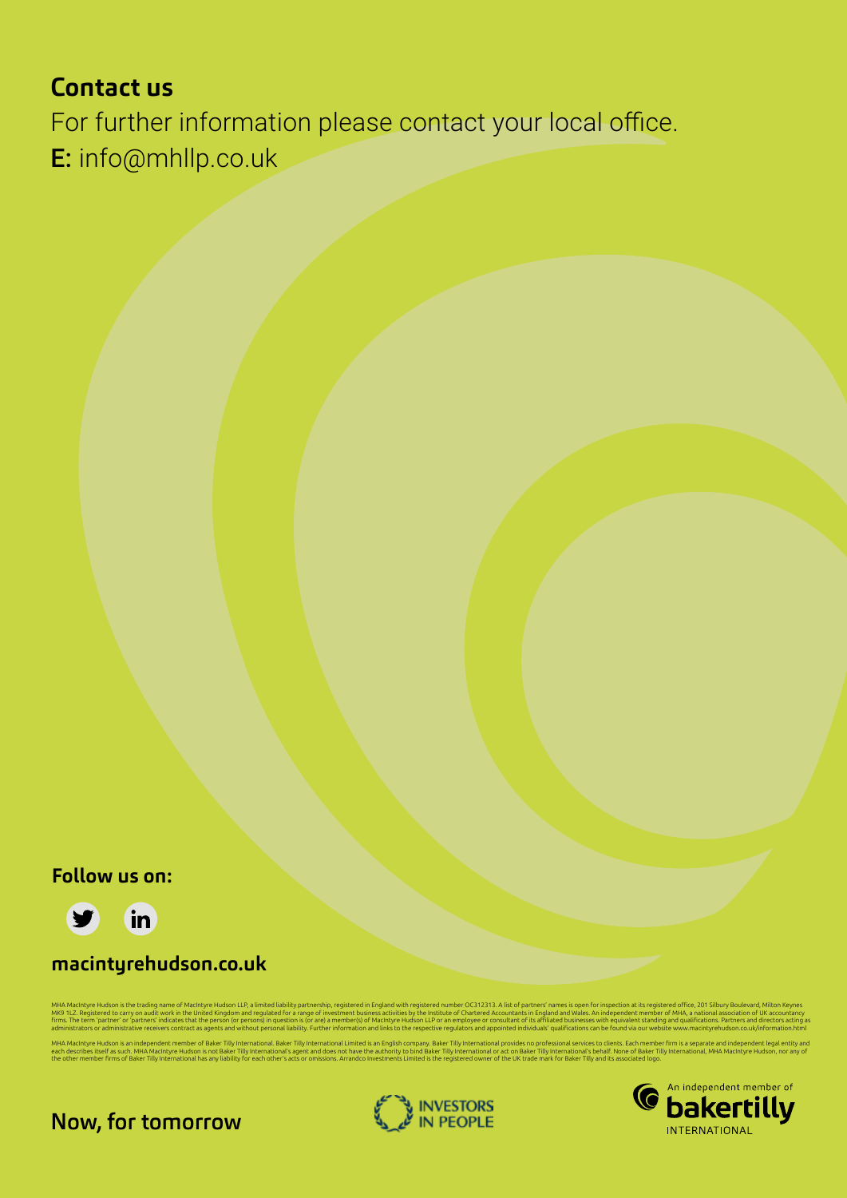## Contact us

For further information please contact your local office.

**E:** info@mhllp.co.uk

**Follow us on:**

**macintyrehudson.co.uk**

MHA MacIntyre Hudson is the trading name of MacIntyre Hudson LLP, a limited liability partnership, registered in England with registered number OC312313. A list of partners' names is open for inspection at its registered office, 201 Silbury Boulevard, Milton Keynes MK9 1LZ. Registered to carry on audit work in the United Kingdom and regulated for a range of investment business activities by the Institute of Chartered Accountants in England and Wales. An independent member of MHA, a national association of UK accountancy firms. The term 'partner' or 'partners' indicates that the person (or persons) in question is (or are) a member(s) of MacIntyre Hudson LLP or an employee or consultant of its affiliated businesses with equivalent standing and qualifications. Partners and directors acting as administrators or administrative receivers contract as agents and without personal liability. Further information and links to the respective regulators and appointed individuals' qualifications can be found via our website www.macintyrehudson.co.uk/information.html

MHA MacIntyre Hudson is an independent member of Baker Tilly International. Baker Tilly International Limited is an English company. Baker Tilly International provides no professional services to clients. Each member firm is a separate and independent legal entity and each describes itself as such. MHA MacIntyre Hudson is not Baker Tilly International's agent and does not have the authority to bind Baker Tilly International or act on Baker Tilly International's behalf. None of Baker Tilly International, MHA MacIntyre Hudson, nor any of the other member firms of Baker Tilly International has any liability for each other's acts or omissions. Arrandco Investments Limited is the registered owner of the UK trade mark for Baker Tilly and its associated logo.

**Now, for tomorrow**

INVESTORS IN PEOPLE

An independent member of **bakertilly** INTERNATIONAL